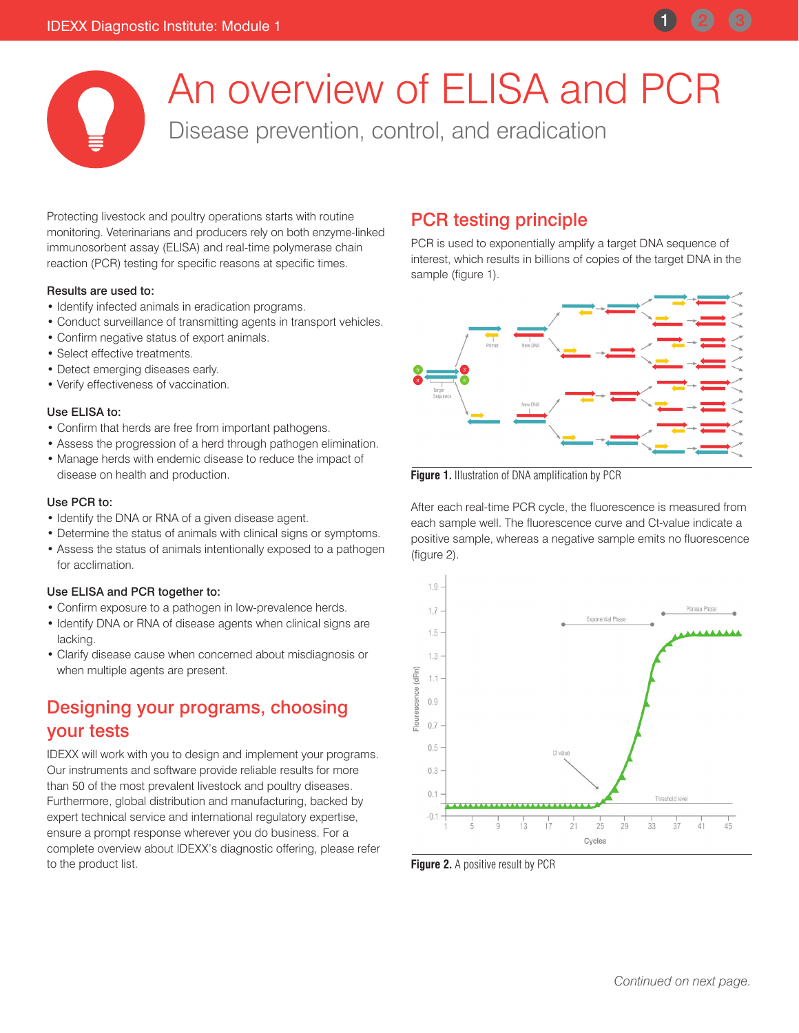# An overview of ELISA and PCR

## Disease prevention, control, and eradication

Protecting livestock and poultry operations starts with routine monitoring. Veterinarians and producers rely on both enzyme-linked immunosorbent assay (ELISA) and real-time polymerase chain reaction (PCR) testing for specific reasons at specific times.

**Results are used to:**

- Identify infected animals in eradication programs.
- Conduct surveillance of transmitting agents in transport vehicles.
- Confirm negative status of export animals.
- Select effective treatments.
- Detect emerging diseases early.
- Verify effectiveness of vaccination.

**Use ELISA to:**

- Confirm that herds are free from important pathogens.
- Assess the progression of a herd through pathogen elimination.
- Manage herds with endemic disease to reduce the impact of disease on health and production.

**Use PCR to:**

- Identify the DNA or RNA of a given disease agent.
- Determine the status of animals with clinical signs or symptoms.
- Assess the status of animals intentionally exposed to a pathogen for acclimation.

**Use ELISA and PCR together to:**

- Confirm exposure to a pathogen in low-prevalence herds.
- Identify DNA or RNA of disease agents when clinical signs are lacking.
- Clarify disease cause when concerned about misdiagnosis or when multiple agents are present.

## Designing your programs, choosing your tests

IDEXX will work with you to design and implement your programs. Our instruments and software provide reliable results for more than 50 of the most prevalent livestock and poultry diseases. Furthermore, global distribution and manufacturing, backed by expert technical service and international regulatory expertise, ensure a prompt response wherever you do business. For a complete overview about IDEXX's diagnostic offering, please refer to the product list.

## PCR testing principle

PCR is used to exponentially amplify a target DNA sequence of interest, which results in billions of copies of the target DNA in the sample (figure 1).

**Figure 1.** Illustration of DNA amplification by PCR

After each real-time PCR cycle, the fluorescence is measured from each sample well. The fluorescence curve and Ct-value indicate a positive sample, whereas a negative sample emits no fluorescence (figure 2).

**Figure 2.** A positive result by PCR

*Continued on next page.*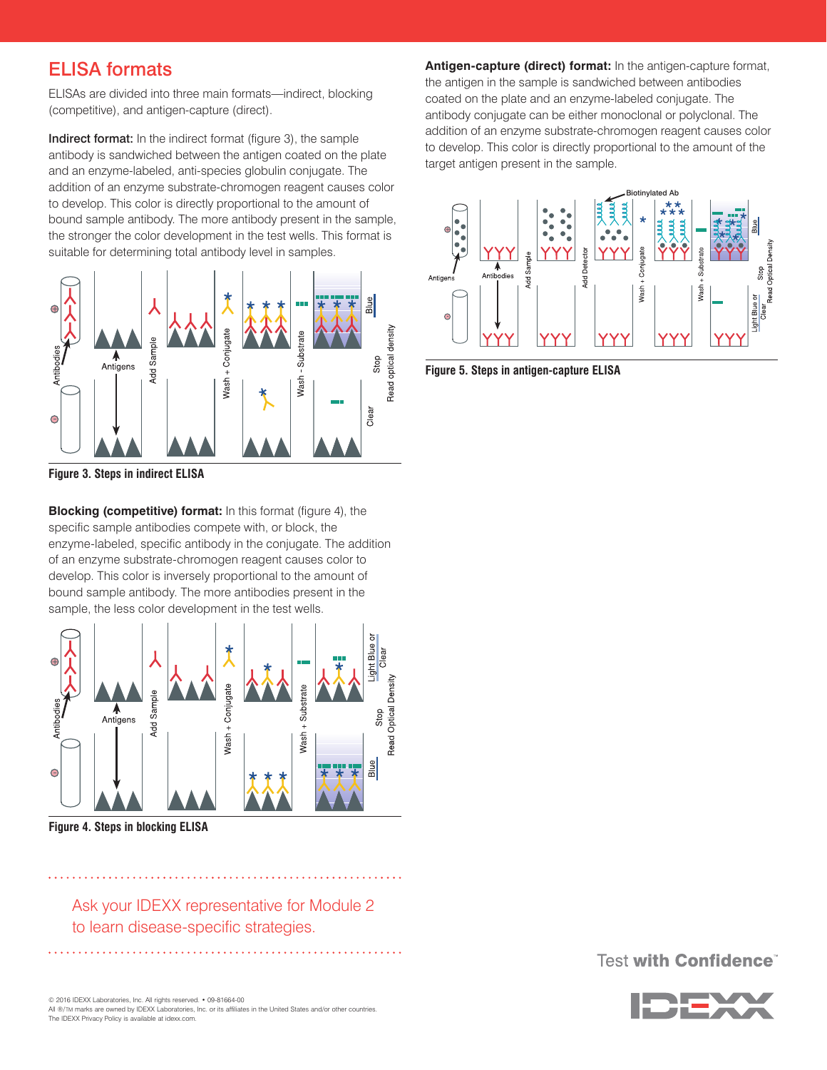## ELISA formats

ELISAs are divided into three main formats—indirect, blocking (competitive), and antigen-capture (direct).

**Indirect format:** In the indirect format (figure 3), the sample antibody is sandwiched between the antigen coated on the plate and an enzyme-labeled, anti-species globulin conjugate. The addition of an enzyme substrate-chromogen reagent causes color to develop. This color is directly proportional to the amount of bound sample antibody. The more antibody present in the sample, the stronger the color development in the test wells. This format is suitable for determining total antibody level in samples.

Antibodies
Antigens
Add Sample
Wash + Conjugate
Wash - Substrate
Blue
Clear
Stop
Read optical density

**Figure 3. Steps in indirect ELISA**

**Blocking (competitive) format:** In this format (figure 4), the specific sample antibodies compete with, or block, the enzyme-labeled, specific antibody in the conjugate. The addition of an enzyme substrate-chromogen reagent causes color to develop. This color is inversely proportional to the amount of bound sample antibody. The more antibodies present in the sample, the less color development in the test wells.

Antibodies
Antigens
Add Sample
Wash + Conjugate
Wash + Substrate
Light Blue or Clear
Blue
Stop
Read Optical Density

**Figure 4. Steps in blocking ELISA**

Ask your IDEXX representative for Module 2 to learn disease-specific strategies.

**Antigen-capture (direct) format:** In the antigen-capture format, the antigen in the sample is sandwiched between antibodies coated on the plate and an enzyme-labeled conjugate. The antibody conjugate can be either monoclonal or polyclonal. The addition of an enzyme substrate-chromogen reagent causes color to develop. This color is directly proportional to the amount of the target antigen present in the sample.

Antigens
Antibodies
Add Sample
Add Detector
Biotinylated Ab
Wash + Conjugate
Wash + Substrate
Blue
Light Blue or Clear
Stop
Read Optical Density

**Figure 5. Steps in antigen-capture ELISA**

Test **with Confidence**™

© 2016 IDEXX Laboratories, Inc. All rights reserved. • 09-81664-00
All ®/TM marks are owned by IDEXX Laboratories, Inc. or its affiliates in the United States and/or other countries.
The IDEXX Privacy Policy is available at idexx.com.